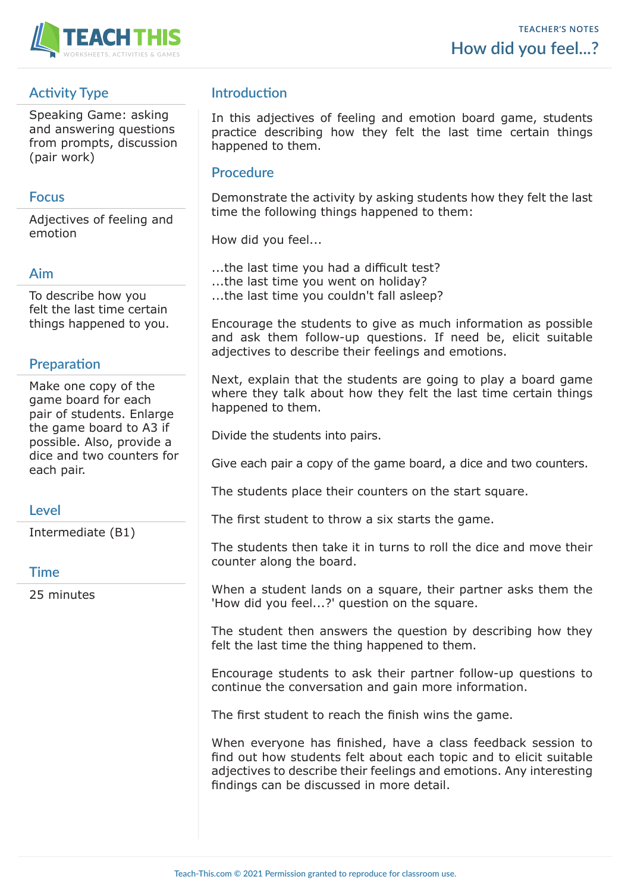TEACHER'S NOTES

# How did you feel...?

## Activity Type

Speaking Game: asking and answering questions from prompts, discussion (pair work)

## Focus

Adjectives of feeling and emotion

## Aim

To describe how you felt the last time certain things happened to you.

## Preparation

Make one copy of the game board for each pair of students. Enlarge the game board to A3 if possible. Also, provide a dice and two counters for each pair.

## Level

Intermediate (B1)

## Time

25 minutes

## Introduction

In this adjectives of feeling and emotion board game, students practice describing how they felt the last time certain things happened to them.

## Procedure

Demonstrate the activity by asking students how they felt the last time the following things happened to them:

How did you feel...

...the last time you had a difficult test?
...the last time you went on holiday?
...the last time you couldn't fall asleep?

Encourage the students to give as much information as possible and ask them follow-up questions. If need be, elicit suitable adjectives to describe their feelings and emotions.

Next, explain that the students are going to play a board game where they talk about how they felt the last time certain things happened to them.

Divide the students into pairs.

Give each pair a copy of the game board, a dice and two counters.

The students place their counters on the start square.

The first student to throw a six starts the game.

The students then take it in turns to roll the dice and move their counter along the board.

When a student lands on a square, their partner asks them the 'How did you feel...?' question on the square.

The student then answers the question by describing how they felt the last time the thing happened to them.

Encourage students to ask their partner follow-up questions to continue the conversation and gain more information.

The first student to reach the finish wins the game.

When everyone has finished, have a class feedback session to find out how students felt about each topic and to elicit suitable adjectives to describe their feelings and emotions. Any interesting findings can be discussed in more detail.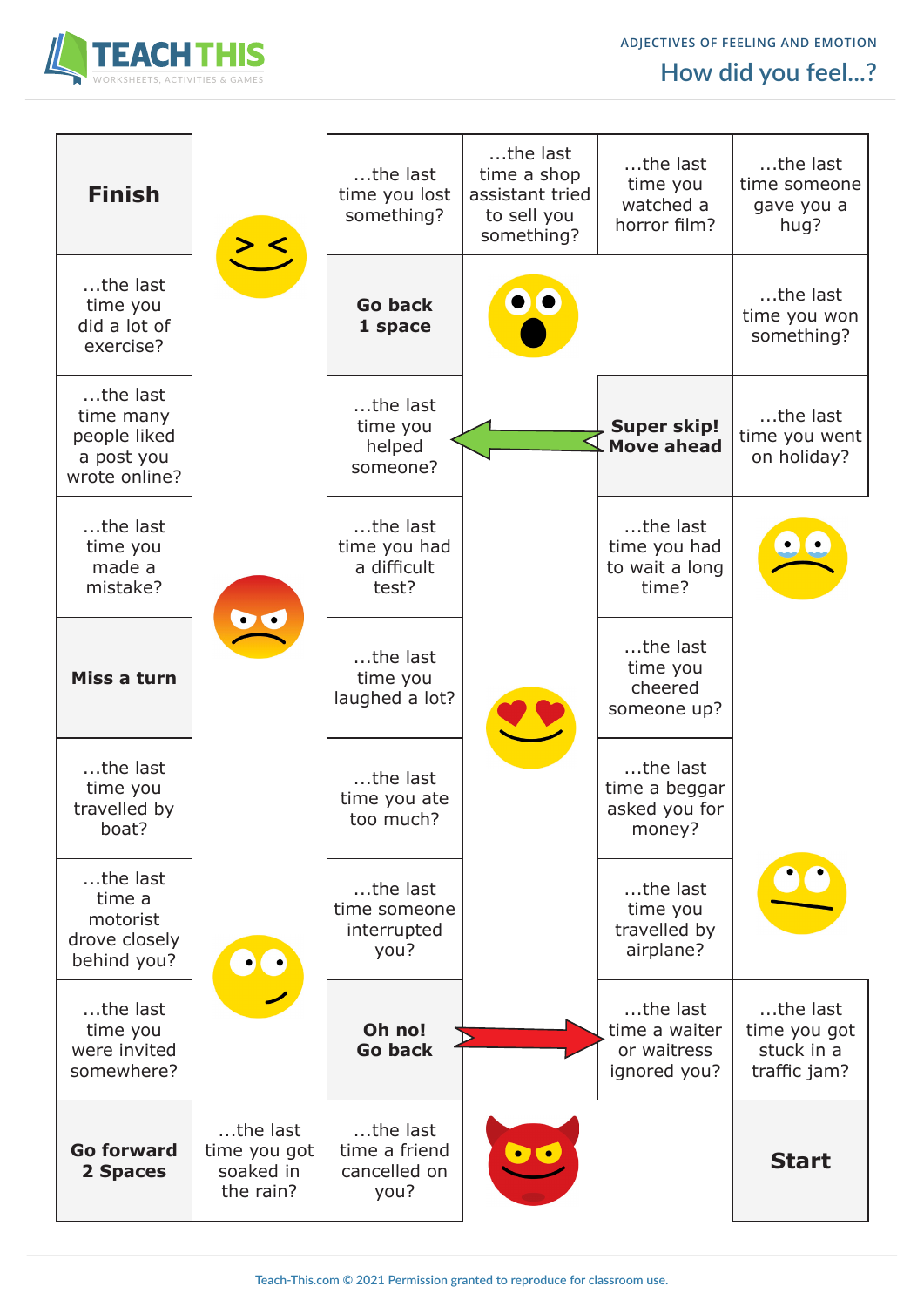ADJECTIVES OF FEELING AND EMOTION

# How did you feel...?

| | | | | | |
|---|---|---|---|---|---|
| **Finish** | | ...the last time you lost something? | ...the last time a shop assistant tried to sell you something? | ...the last time you watched a horror film? | ...the last time someone gave you a hug? |
| ...the last time you did a lot of exercise? | | **Go back 1 space** | | | ...the last time you won something? |
| ...the last time many people liked a post you wrote online? | | ...the last time you helped someone? | | **Super skip! Move ahead** | ...the last time you went on holiday? |
| ...the last time you made a mistake? | | ...the last time you had a difficult test? | | ...the last time you had to wait a long time? | |
| **Miss a turn** | | ...the last time you laughed a lot? | | ...the last time you cheered someone up? | |
| ...the last time you travelled by boat? | | ...the last time you ate too much? | | ...the last time a beggar asked you for money? | |
| ...the last time a motorist drove closely behind you? | | ...the last time someone interrupted you? | | ...the last time you travelled by airplane? | |
| ...the last time you were invited somewhere? | | **Oh no! Go back** | | ...the last time a waiter or waitress ignored you? | ...the last time you got stuck in a traffic jam? |
| **Go forward 2 Spaces** | ...the last time you got soaked in the rain? | ...the last time a friend cancelled on you? | | | **Start** |